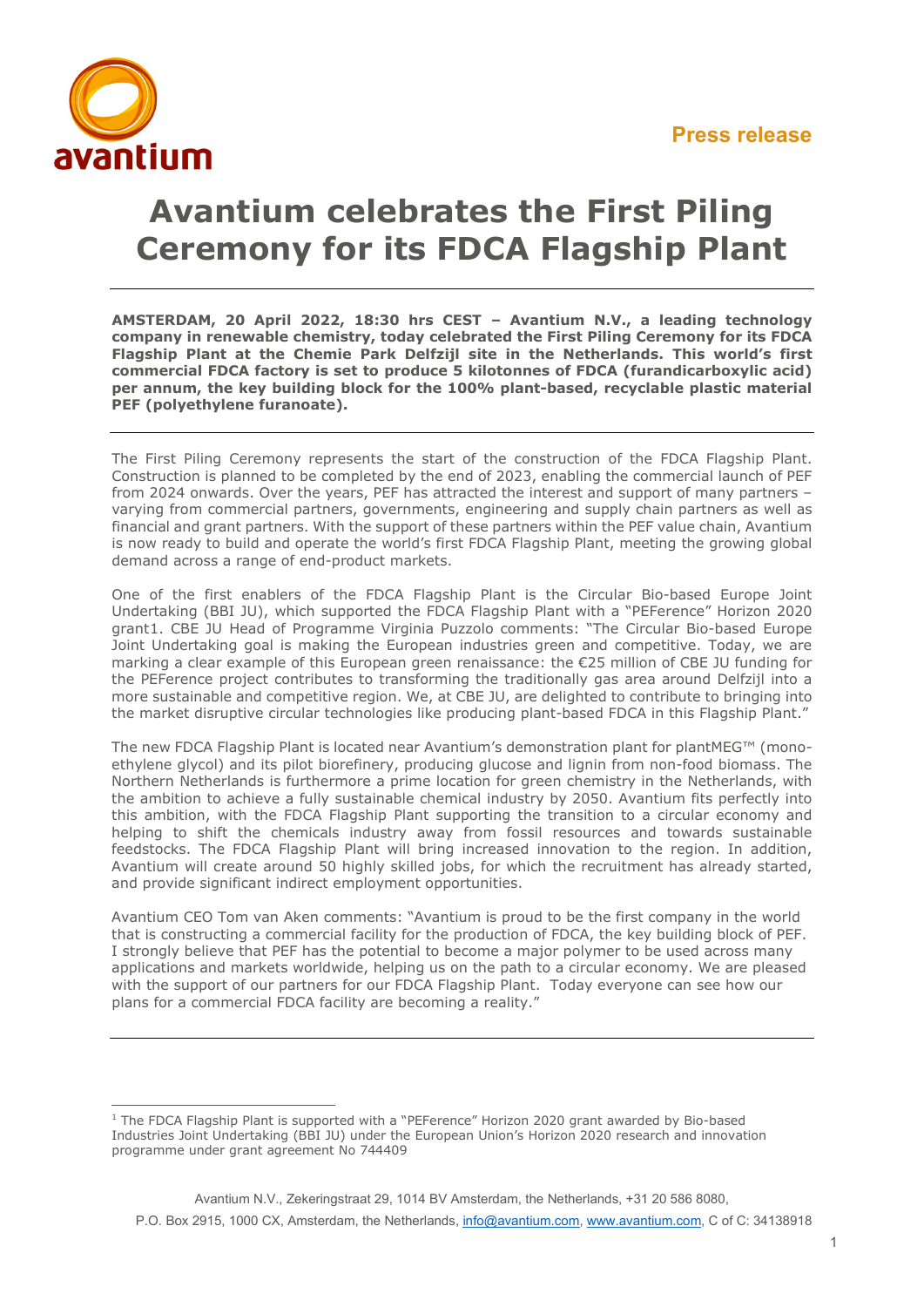**Press release**

# Avantium celebrates the First Piling Ceremony for its FDCA Flagship Plant

**AMSTERDAM, 20 April 2022, 18:30 hrs CEST – Avantium N.V., a leading technology company in renewable chemistry, today celebrated the First Piling Ceremony for its FDCA Flagship Plant at the Chemie Park Delfzijl site in the Netherlands. This world's first commercial FDCA factory is set to produce 5 kilotonnes of FDCA (furandicarboxylic acid) per annum, the key building block for the 100% plant-based, recyclable plastic material PEF (polyethylene furanoate).**

---

The First Piling Ceremony represents the start of the construction of the FDCA Flagship Plant. Construction is planned to be completed by the end of 2023, enabling the commercial launch of PEF from 2024 onwards. Over the years, PEF has attracted the interest and support of many partners – varying from commercial partners, governments, engineering and supply chain partners as well as financial and grant partners. With the support of these partners within the PEF value chain, Avantium is now ready to build and operate the world's first FDCA Flagship Plant, meeting the growing global demand across a range of end-product markets.

One of the first enablers of the FDCA Flagship Plant is the Circular Bio-based Europe Joint Undertaking (BBI JU), which supported the FDCA Flagship Plant with a "PEFerence" Horizon 2020 grant[1]. CBE JU Head of Programme Virginia Puzzolo comments: "The Circular Bio-based Europe Joint Undertaking goal is making the European industries green and competitive. Today, we are marking a clear example of this European green renaissance: the €25 million of CBE JU funding for the PEFerence project contributes to transforming the traditionally gas area around Delfzijl into a more sustainable and competitive region. We, at CBE JU, are delighted to contribute to bringing into the market disruptive circular technologies like producing plant-based FDCA in this Flagship Plant."

The new FDCA Flagship Plant is located near Avantium's demonstration plant for plantMEG™ (mono-ethylene glycol) and its pilot biorefinery, producing glucose and lignin from non-food biomass. The Northern Netherlands is furthermore a prime location for green chemistry in the Netherlands, with the ambition to achieve a fully sustainable chemical industry by 2050. Avantium fits perfectly into this ambition, with the FDCA Flagship Plant supporting the transition to a circular economy and helping to shift the chemicals industry away from fossil resources and towards sustainable feedstocks. The FDCA Flagship Plant will bring increased innovation to the region. In addition, Avantium will create around 50 highly skilled jobs, for which the recruitment has already started, and provide significant indirect employment opportunities.

Avantium CEO Tom van Aken comments: "Avantium is proud to be the first company in the world that is constructing a commercial facility for the production of FDCA, the key building block of PEF. I strongly believe that PEF has the potential to become a major polymer to be used across many applications and markets worldwide, helping us on the path to a circular economy. We are pleased with the support of our partners for our FDCA Flagship Plant. Today everyone can see how our plans for a commercial FDCA facility are becoming a reality."

---

[1] The FDCA Flagship Plant is supported with a "PEFerence" Horizon 2020 grant awarded by Bio-based Industries Joint Undertaking (BBI JU) under the European Union's Horizon 2020 research and innovation programme under grant agreement No 744409

Avantium N.V., Zekeringstraat 29, 1014 BV Amsterdam, the Netherlands, +31 20 586 8080,
P.O. Box 2915, 1000 CX, Amsterdam, the Netherlands, info@avantium.com, www.avantium.com, C of C: 34138918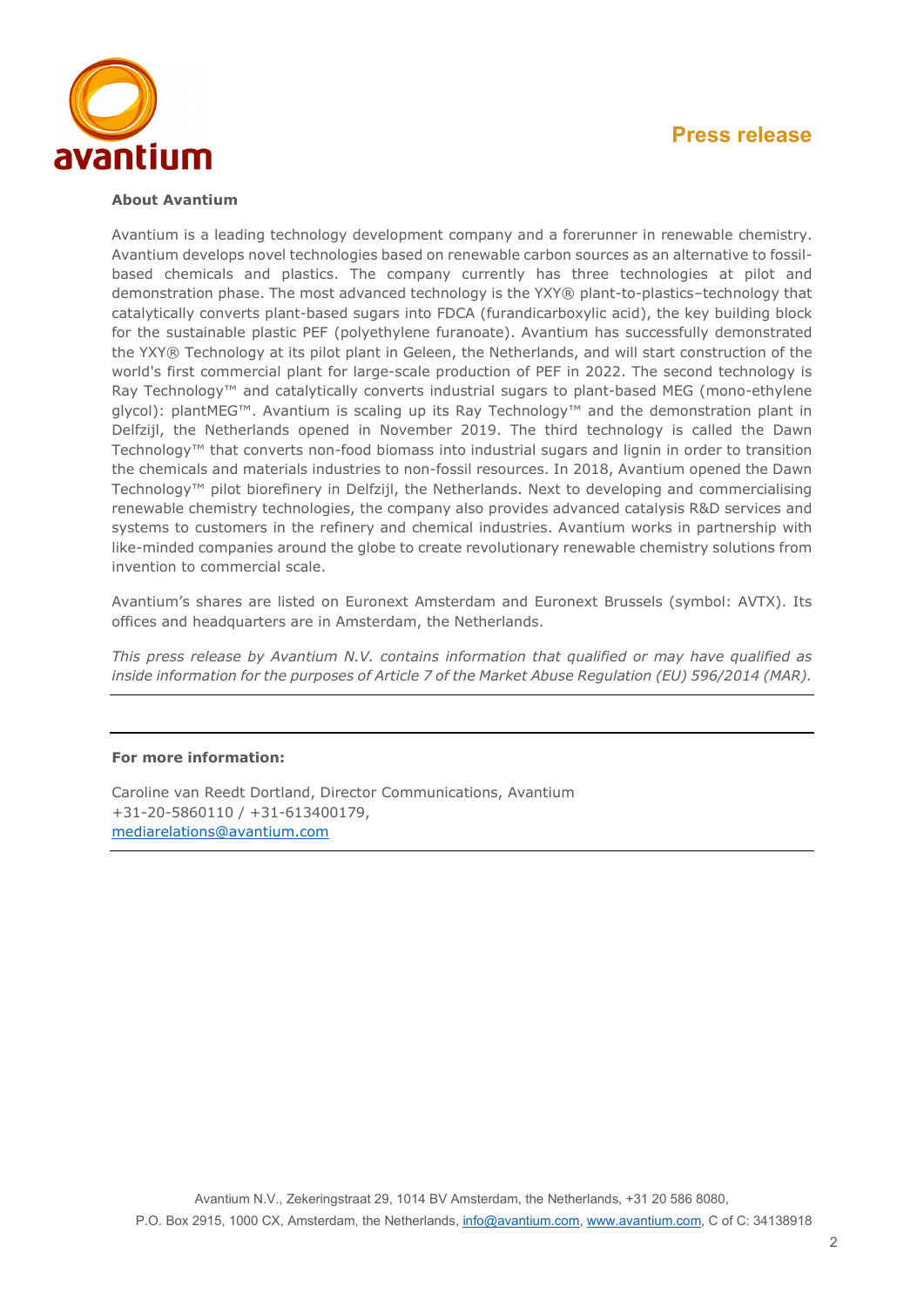**About Avantium**

Avantium is a leading technology development company and a forerunner in renewable chemistry. Avantium develops novel technologies based on renewable carbon sources as an alternative to fossil-based chemicals and plastics. The company currently has three technologies at pilot and demonstration phase. The most advanced technology is the YXY® plant-to-plastics–technology that catalytically converts plant-based sugars into FDCA (furandicarboxylic acid), the key building block for the sustainable plastic PEF (polyethylene furanoate). Avantium has successfully demonstrated the YXY® Technology at its pilot plant in Geleen, the Netherlands, and will start construction of the world's first commercial plant for large-scale production of PEF in 2022. The second technology is Ray Technology™ and catalytically converts industrial sugars to plant-based MEG (mono-ethylene glycol): plantMEG™. Avantium is scaling up its Ray Technology™ and the demonstration plant in Delfzijl, the Netherlands opened in November 2019. The third technology is called the Dawn Technology™ that converts non-food biomass into industrial sugars and lignin in order to transition the chemicals and materials industries to non-fossil resources. In 2018, Avantium opened the Dawn Technology™ pilot biorefinery in Delfzijl, the Netherlands. Next to developing and commercialising renewable chemistry technologies, the company also provides advanced catalysis R&D services and systems to customers in the refinery and chemical industries. Avantium works in partnership with like-minded companies around the globe to create revolutionary renewable chemistry solutions from invention to commercial scale.

Avantium's shares are listed on Euronext Amsterdam and Euronext Brussels (symbol: AVTX). Its offices and headquarters are in Amsterdam, the Netherlands.

*This press release by Avantium N.V. contains information that qualified or may have qualified as inside information for the purposes of Article 7 of the Market Abuse Regulation (EU) 596/2014 (MAR).*

---

**For more information:**

Caroline van Reedt Dortland, Director Communications, Avantium
+31-20-5860110 / +31-613400179,
mediarelations@avantium.com

---

Avantium N.V., Zekeringstraat 29, 1014 BV Amsterdam, the Netherlands, +31 20 586 8080,
P.O. Box 2915, 1000 CX, Amsterdam, the Netherlands, info@avantium.com, www.avantium.com, C of C: 34138918